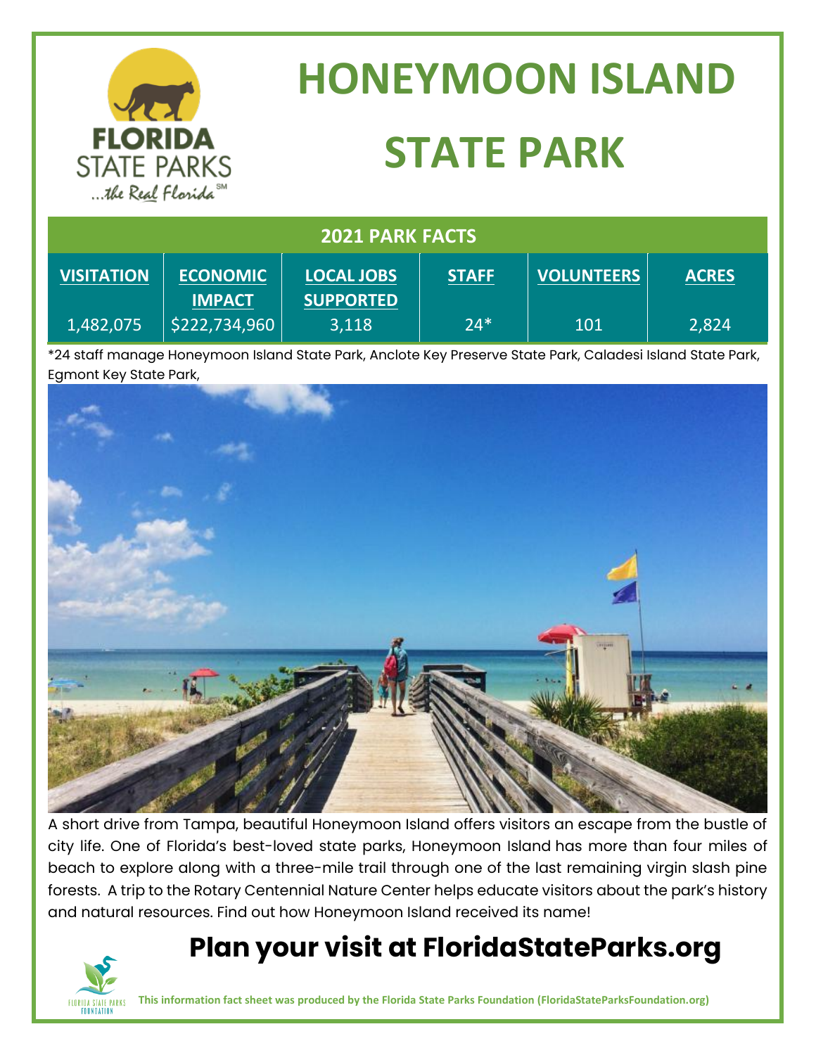# HONEYMOON ISLAND STATE PARK

## 2021 PARK FACTS

| VISITATION | ECONOMIC IMPACT | LOCAL JOBS SUPPORTED | STAFF | VOLUNTEERS | ACRES |
|---|---|---|---|---|---|
| 1,482,075 | $222,734,960 | 3,118 | 24* | 101 | 2,824 |

*24 staff manage Honeymoon Island State Park, Anclote Key Preserve State Park, Caladesi Island State Park, Egmont Key State Park,

A short drive from Tampa, beautiful Honeymoon Island offers visitors an escape from the bustle of city life. One of Florida's best-loved state parks, Honeymoon Island has more than four miles of beach to explore along with a three-mile trail through one of the last remaining virgin slash pine forests. A trip to the Rotary Centennial Nature Center helps educate visitors about the park's history and natural resources. Find out how Honeymoon Island received its name!

## Plan your visit at FloridaStateParks.org

**This information fact sheet was produced by the Florida State Parks Foundation (FloridaStateParksFoundation.org)**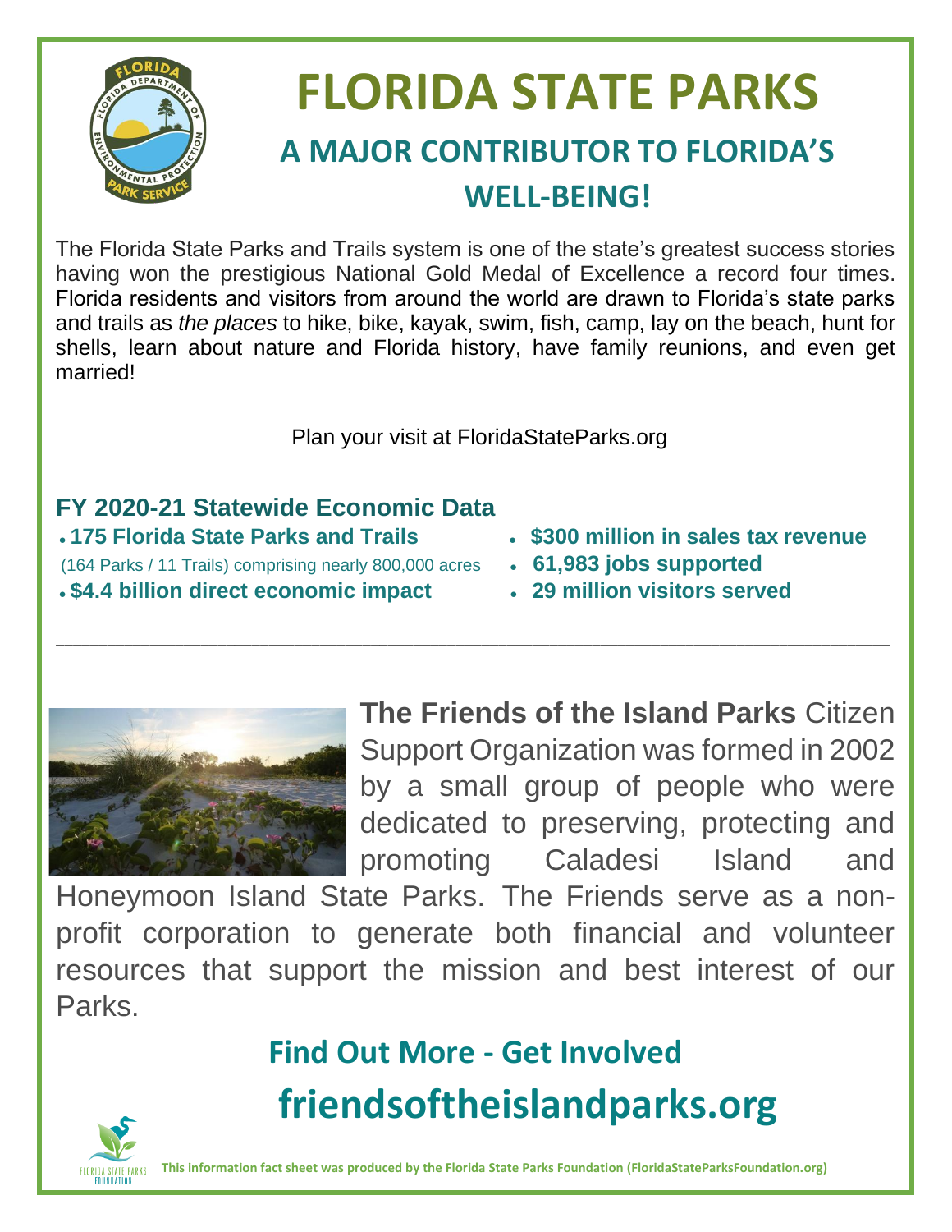# FLORIDA STATE PARKS

## A MAJOR CONTRIBUTOR TO FLORIDA'S WELL-BEING!

The Florida State Parks and Trails system is one of the state's greatest success stories having won the prestigious National Gold Medal of Excellence a record four times. Florida residents and visitors from around the world are drawn to Florida's state parks and trails as *the places* to hike, bike, kayak, swim, fish, camp, lay on the beach, hunt for shells, learn about nature and Florida history, have family reunions, and even get married!

Plan your visit at FloridaStateParks.org

### FY 2020-21 Statewide Economic Data

- **175 Florida State Parks and Trails**
  (164 Parks / 11 Trails) comprising nearly 800,000 acres
- **$4.4 billion direct economic impact**
- **$300 million in sales tax revenue**
- **61,983 jobs supported**
- **29 million visitors served**

---

**The Friends of the Island Parks** Citizen Support Organization was formed in 2002 by a small group of people who were dedicated to preserving, protecting and promoting Caladesi Island and Honeymoon Island State Parks. The Friends serve as a non-profit corporation to generate both financial and volunteer resources that support the mission and best interest of our Parks.

## Find Out More - Get Involved

## friendsoftheislandparks.org

**This information fact sheet was produced by the Florida State Parks Foundation (FloridaStateParksFoundation.org)**